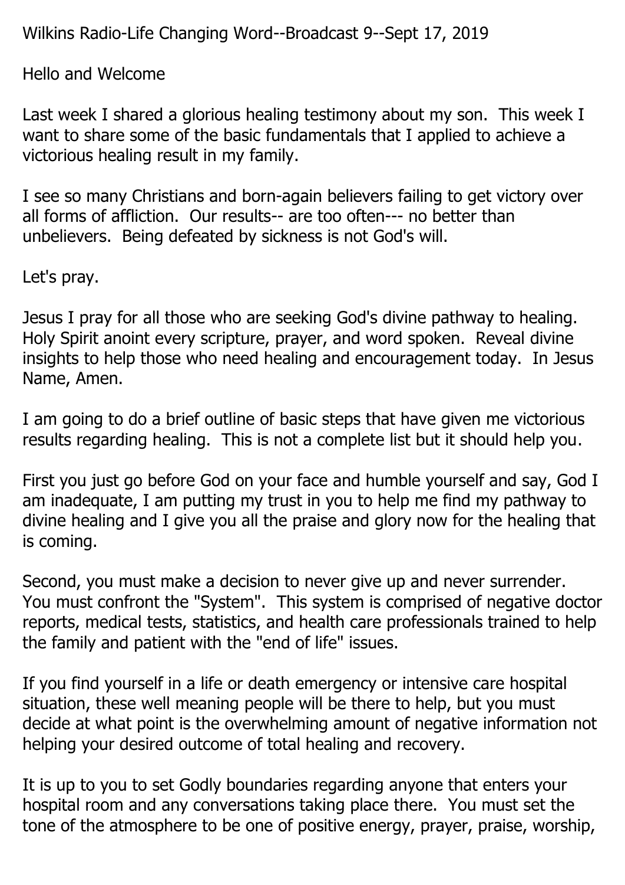Wilkins Radio-Life Changing Word--Broadcast 9--Sept 17, 2019

Hello and Welcome

Last week I shared a glorious healing testimony about my son. This week I want to share some of the basic fundamentals that I applied to achieve a victorious healing result in my family.

I see so many Christians and born-again believers failing to get victory over all forms of affliction. Our results-- are too often--- no better than unbelievers. Being defeated by sickness is not God's will.

Let's pray.

Jesus I pray for all those who are seeking God's divine pathway to healing. Holy Spirit anoint every scripture, prayer, and word spoken. Reveal divine insights to help those who need healing and encouragement today. In Jesus Name, Amen.

I am going to do a brief outline of basic steps that have given me victorious results regarding healing. This is not a complete list but it should help you.

First you just go before God on your face and humble yourself and say, God I am inadequate, I am putting my trust in you to help me find my pathway to divine healing and I give you all the praise and glory now for the healing that is coming.

Second, you must make a decision to never give up and never surrender. You must confront the "System". This system is comprised of negative doctor reports, medical tests, statistics, and health care professionals trained to help the family and patient with the "end of life" issues.

If you find yourself in a life or death emergency or intensive care hospital situation, these well meaning people will be there to help, but you must decide at what point is the overwhelming amount of negative information not helping your desired outcome of total healing and recovery.

It is up to you to set Godly boundaries regarding anyone that enters your hospital room and any conversations taking place there. You must set the tone of the atmosphere to be one of positive energy, prayer, praise, worship,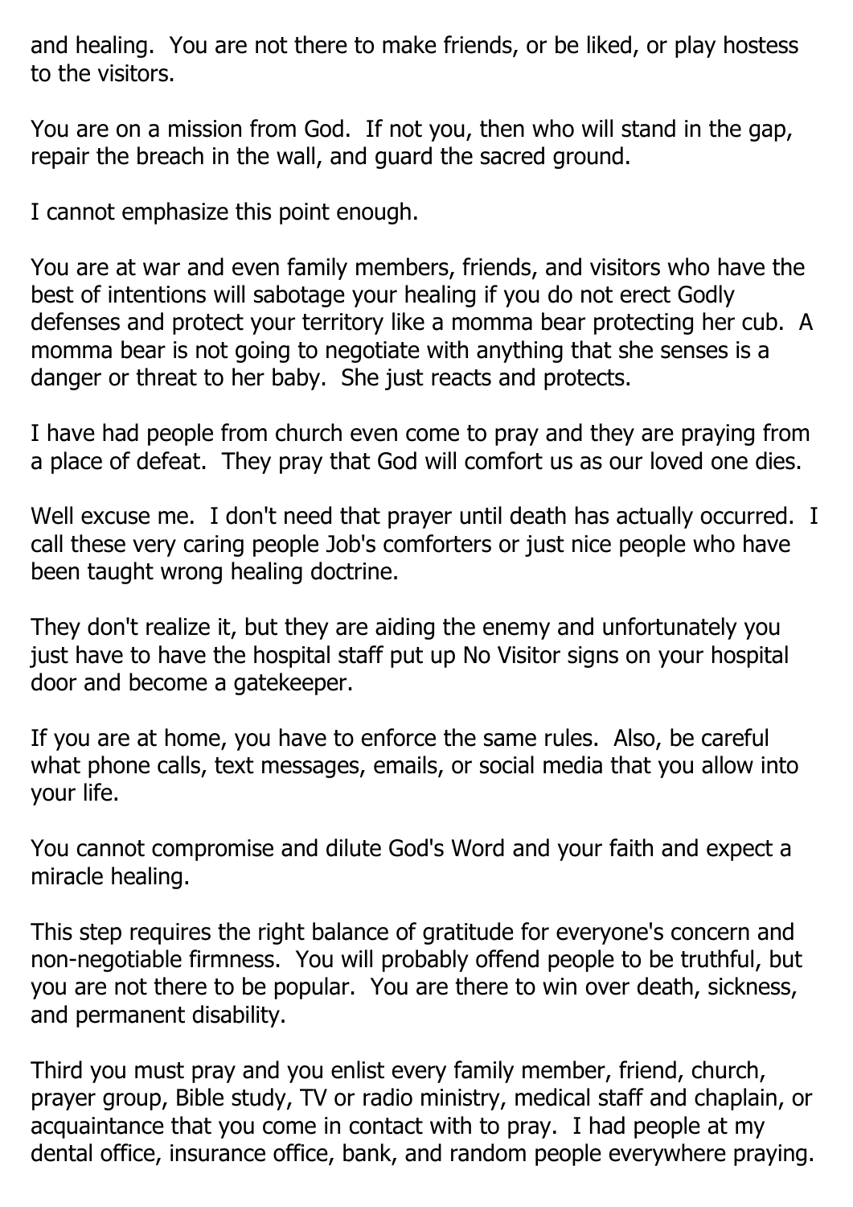and healing. You are not there to make friends, or be liked, or play hostess to the visitors.

You are on a mission from God. If not you, then who will stand in the gap, repair the breach in the wall, and guard the sacred ground.

I cannot emphasize this point enough.

You are at war and even family members, friends, and visitors who have the best of intentions will sabotage your healing if you do not erect Godly defenses and protect your territory like a momma bear protecting her cub. A momma bear is not going to negotiate with anything that she senses is a danger or threat to her baby. She just reacts and protects.

I have had people from church even come to pray and they are praying from a place of defeat. They pray that God will comfort us as our loved one dies.

Well excuse me. I don't need that prayer until death has actually occurred. I call these very caring people Job's comforters or just nice people who have been taught wrong healing doctrine.

They don't realize it, but they are aiding the enemy and unfortunately you just have to have the hospital staff put up No Visitor signs on your hospital door and become a gatekeeper.

If you are at home, you have to enforce the same rules. Also, be careful what phone calls, text messages, emails, or social media that you allow into your life.

You cannot compromise and dilute God's Word and your faith and expect a miracle healing.

This step requires the right balance of gratitude for everyone's concern and non-negotiable firmness. You will probably offend people to be truthful, but you are not there to be popular. You are there to win over death, sickness, and permanent disability.

Third you must pray and you enlist every family member, friend, church, prayer group, Bible study, TV or radio ministry, medical staff and chaplain, or acquaintance that you come in contact with to pray. I had people at my dental office, insurance office, bank, and random people everywhere praying.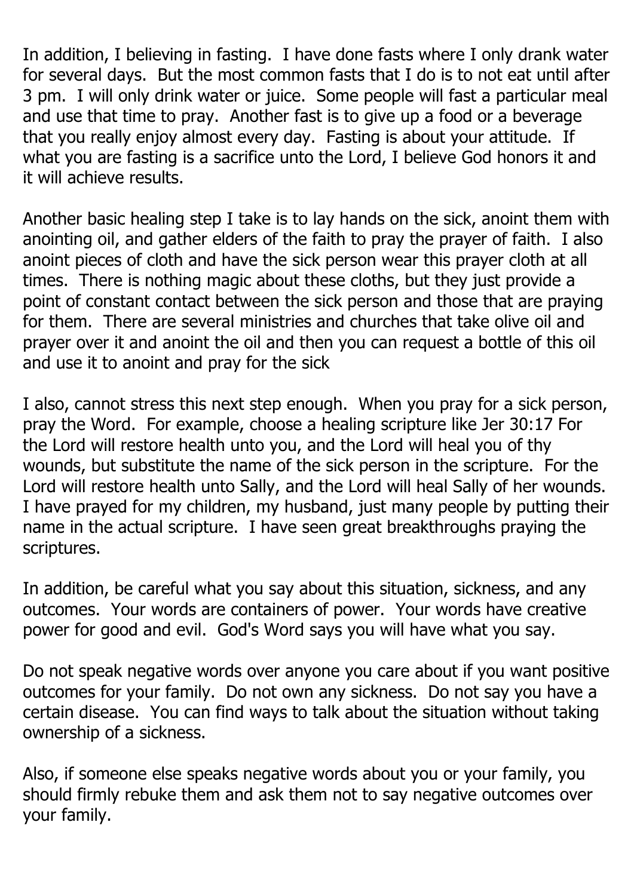In addition, I believing in fasting. I have done fasts where I only drank water for several days. But the most common fasts that I do is to not eat until after 3 pm. I will only drink water or juice. Some people will fast a particular meal and use that time to pray. Another fast is to give up a food or a beverage that you really enjoy almost every day. Fasting is about your attitude. If what you are fasting is a sacrifice unto the Lord, I believe God honors it and it will achieve results.

Another basic healing step I take is to lay hands on the sick, anoint them with anointing oil, and gather elders of the faith to pray the prayer of faith. I also anoint pieces of cloth and have the sick person wear this prayer cloth at all times. There is nothing magic about these cloths, but they just provide a point of constant contact between the sick person and those that are praying for them. There are several ministries and churches that take olive oil and prayer over it and anoint the oil and then you can request a bottle of this oil and use it to anoint and pray for the sick

I also, cannot stress this next step enough. When you pray for a sick person, pray the Word. For example, choose a healing scripture like Jer 30:17 For the Lord will restore health unto you, and the Lord will heal you of thy wounds, but substitute the name of the sick person in the scripture. For the Lord will restore health unto Sally, and the Lord will heal Sally of her wounds. I have prayed for my children, my husband, just many people by putting their name in the actual scripture. I have seen great breakthroughs praying the scriptures.

In addition, be careful what you say about this situation, sickness, and any outcomes. Your words are containers of power. Your words have creative power for good and evil. God's Word says you will have what you say.

Do not speak negative words over anyone you care about if you want positive outcomes for your family. Do not own any sickness. Do not say you have a certain disease. You can find ways to talk about the situation without taking ownership of a sickness.

Also, if someone else speaks negative words about you or your family, you should firmly rebuke them and ask them not to say negative outcomes over your family.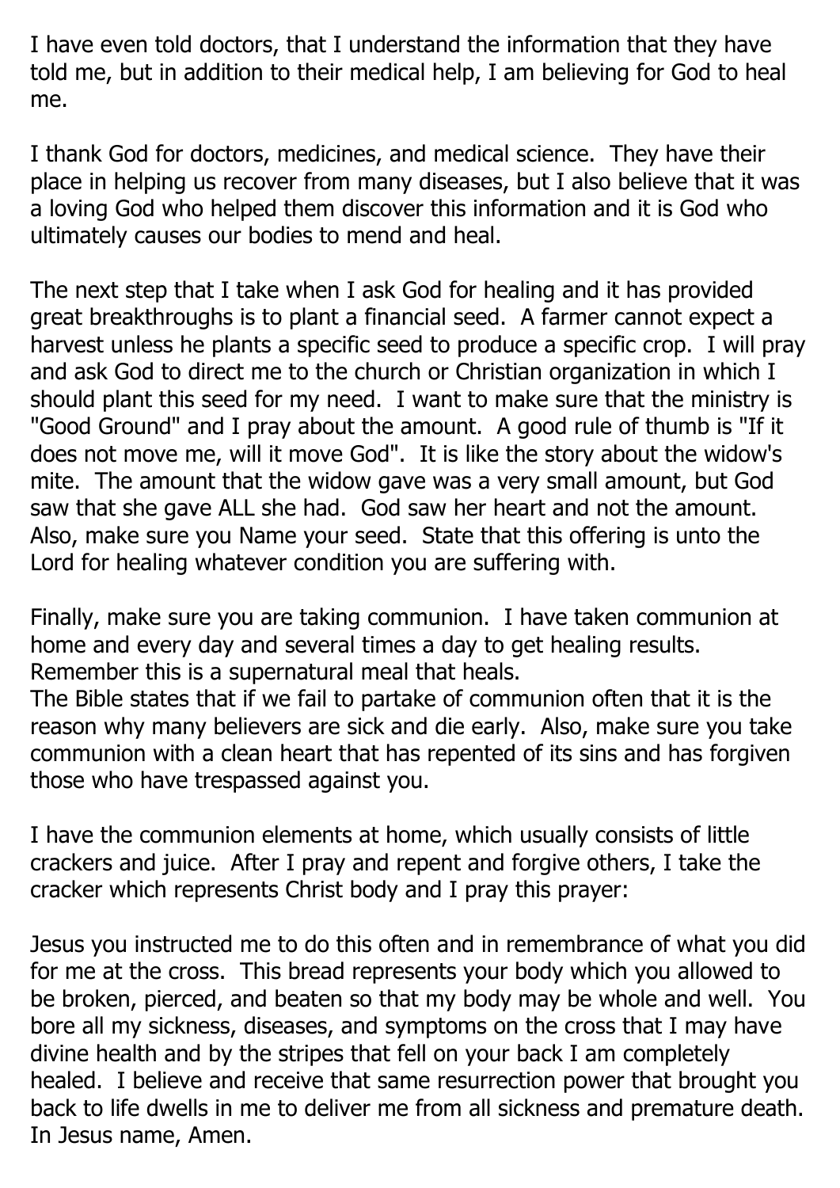I have even told doctors, that I understand the information that they have told me, but in addition to their medical help, I am believing for God to heal me.

I thank God for doctors, medicines, and medical science. They have their place in helping us recover from many diseases, but I also believe that it was a loving God who helped them discover this information and it is God who ultimately causes our bodies to mend and heal.

The next step that I take when I ask God for healing and it has provided great breakthroughs is to plant a financial seed. A farmer cannot expect a harvest unless he plants a specific seed to produce a specific crop. I will pray and ask God to direct me to the church or Christian organization in which I should plant this seed for my need. I want to make sure that the ministry is "Good Ground" and I pray about the amount. A good rule of thumb is "If it does not move me, will it move God". It is like the story about the widow's mite. The amount that the widow gave was a very small amount, but God saw that she gave ALL she had. God saw her heart and not the amount. Also, make sure you Name your seed. State that this offering is unto the Lord for healing whatever condition you are suffering with.

Finally, make sure you are taking communion. I have taken communion at home and every day and several times a day to get healing results. Remember this is a supernatural meal that heals.
The Bible states that if we fail to partake of communion often that it is the reason why many believers are sick and die early. Also, make sure you take communion with a clean heart that has repented of its sins and has forgiven those who have trespassed against you.

I have the communion elements at home, which usually consists of little crackers and juice. After I pray and repent and forgive others, I take the cracker which represents Christ body and I pray this prayer:

Jesus you instructed me to do this often and in remembrance of what you did for me at the cross. This bread represents your body which you allowed to be broken, pierced, and beaten so that my body may be whole and well. You bore all my sickness, diseases, and symptoms on the cross that I may have divine health and by the stripes that fell on your back I am completely healed. I believe and receive that same resurrection power that brought you back to life dwells in me to deliver me from all sickness and premature death. In Jesus name, Amen.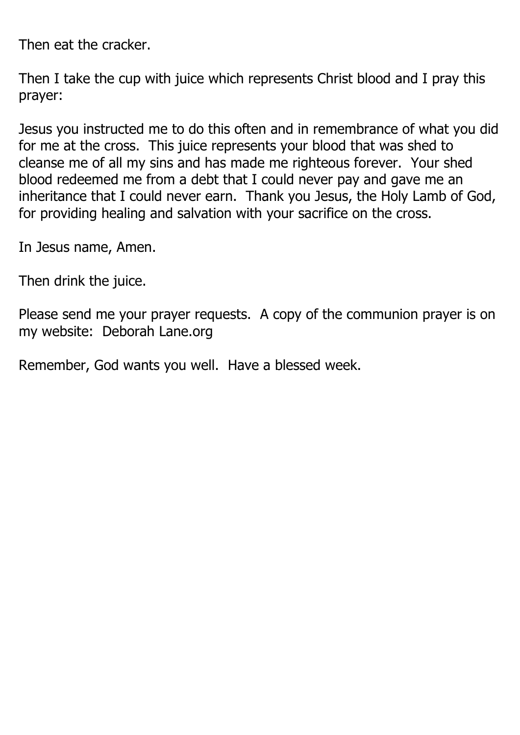Then eat the cracker.

Then I take the cup with juice which represents Christ blood and I pray this prayer:

Jesus you instructed me to do this often and in remembrance of what you did for me at the cross. This juice represents your blood that was shed to cleanse me of all my sins and has made me righteous forever. Your shed blood redeemed me from a debt that I could never pay and gave me an inheritance that I could never earn. Thank you Jesus, the Holy Lamb of God, for providing healing and salvation with your sacrifice on the cross.

In Jesus name, Amen.

Then drink the juice.

Please send me your prayer requests. A copy of the communion prayer is on my website: Deborah Lane.org

Remember, God wants you well. Have a blessed week.